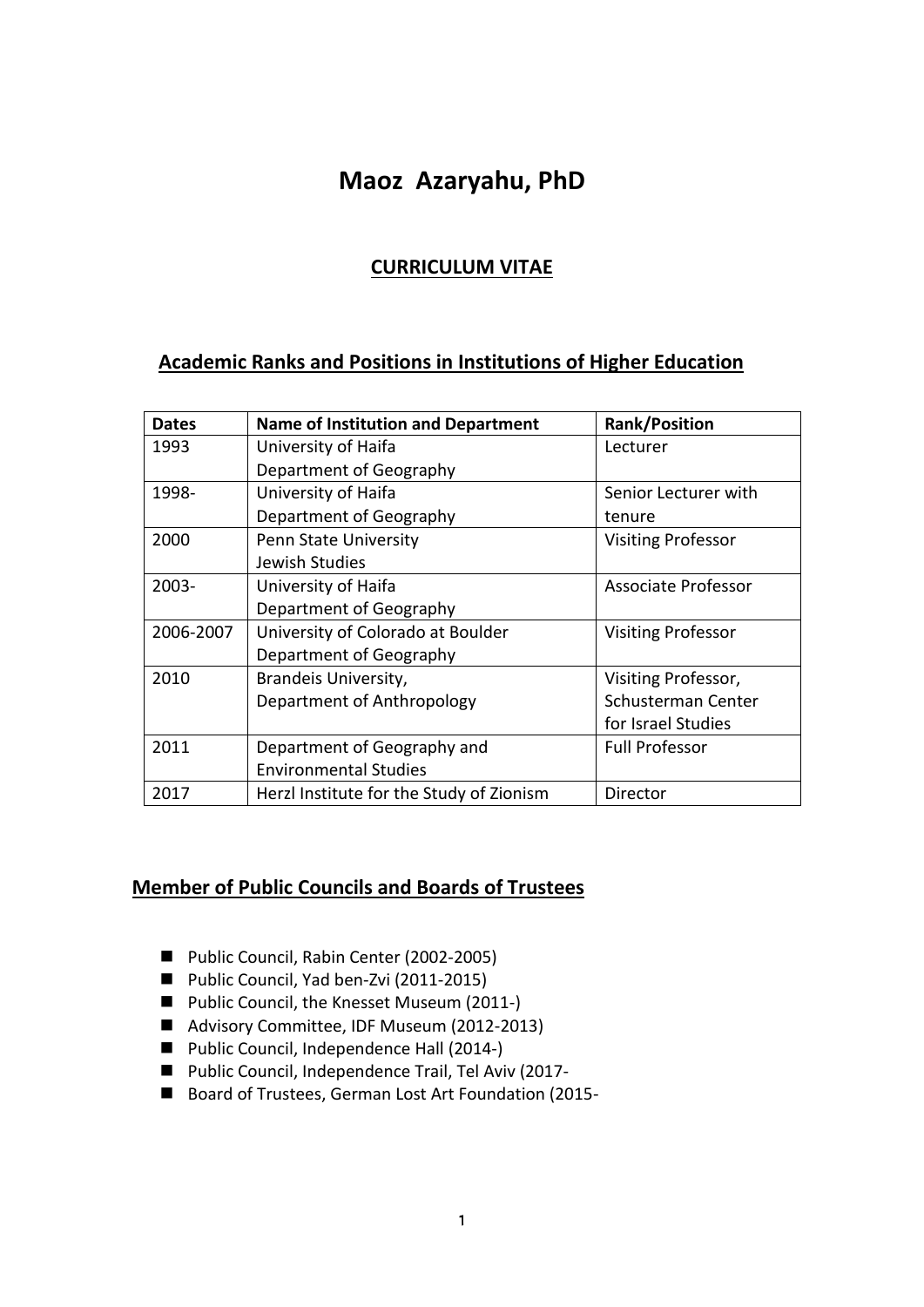# Maoz Azaryahu, PhD

## CURRICULUM VITAE

## Academic Ranks and Positions in Institutions of Higher Education

| Dates | Name of Institution and Department | Rank/Position |
|---|---|---|
| 1993 | University of Haifa Department of Geography | Lecturer |
| 1998- | University of Haifa Department of Geography | Senior Lecturer with tenure |
| 2000 | Penn State University Jewish Studies | Visiting Professor |
| 2003- | University of Haifa Department of Geography | Associate Professor |
| 2006-2007 | University of Colorado at Boulder Department of Geography | Visiting Professor |
| 2010 | Brandeis University, Department of Anthropology | Visiting Professor, Schusterman Center for Israel Studies |
| 2011 | Department of Geography and Environmental Studies | Full Professor |
| 2017 | Herzl Institute for the Study of Zionism | Director |

## Member of Public Councils and Boards of Trustees

- Public Council, Rabin Center (2002-2005)
- Public Council, Yad ben-Zvi (2011-2015)
- Public Council, the Knesset Museum (2011-)
- Advisory Committee, IDF Museum (2012-2013)
- Public Council, Independence Hall (2014-)
- Public Council, Independence Trail, Tel Aviv (2017-
- Board of Trustees, German Lost Art Foundation (2015-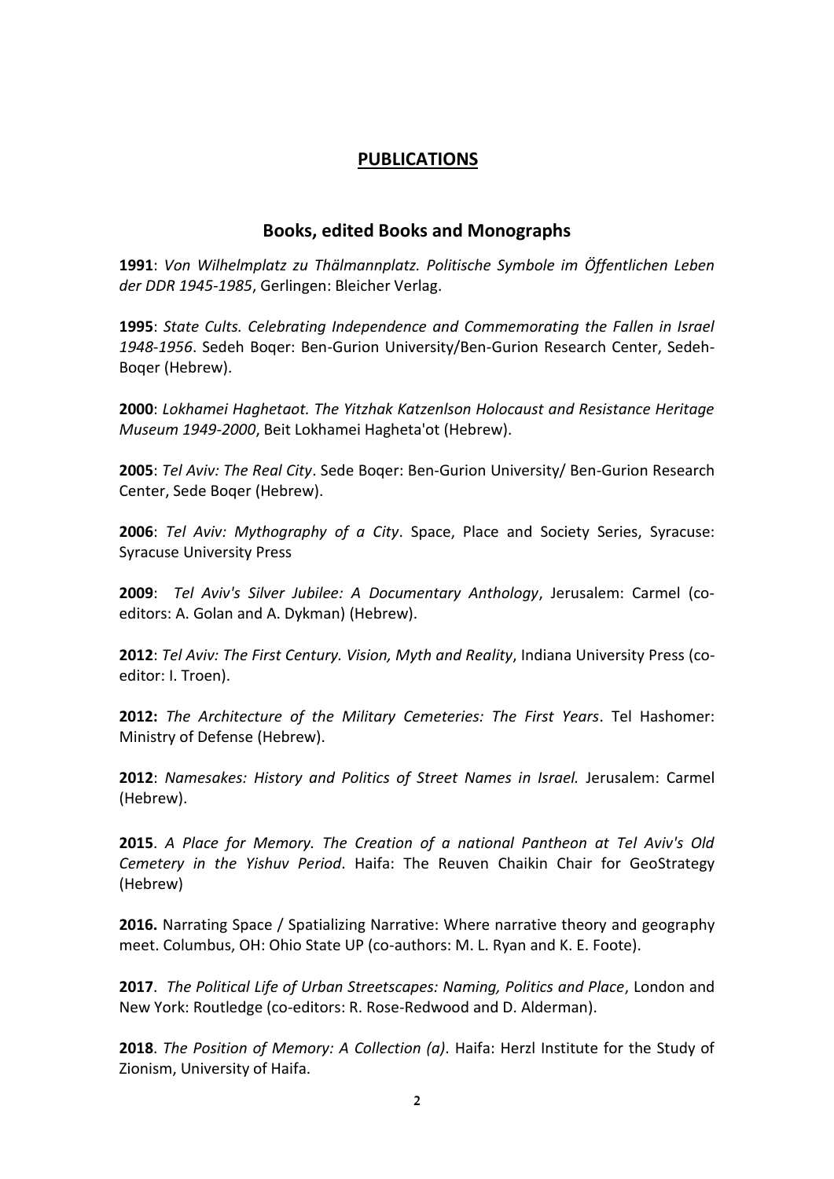# PUBLICATIONS

## Books, edited Books and Monographs

**1991**: *Von Wilhelmplatz zu Thälmannplatz. Politische Symbole im Öffentlichen Leben der DDR 1945-1985*, Gerlingen: Bleicher Verlag.

**1995**: *State Cults. Celebrating Independence and Commemorating the Fallen in Israel 1948-1956*. Sedeh Boqer: Ben-Gurion University/Ben-Gurion Research Center, Sedeh-Boqer (Hebrew).

**2000**: *Lokhamei Haghetaot. The Yitzhak Katzenlson Holocaust and Resistance Heritage Museum 1949-2000*, Beit Lokhamei Hagheta'ot (Hebrew).

**2005**: *Tel Aviv: The Real City*. Sede Boqer: Ben-Gurion University/ Ben-Gurion Research Center, Sede Boqer (Hebrew).

**2006**: *Tel Aviv: Mythography of a City*. Space, Place and Society Series, Syracuse: Syracuse University Press

**2009**: *Tel Aviv's Silver Jubilee: A Documentary Anthology*, Jerusalem: Carmel (co-editors: A. Golan and A. Dykman) (Hebrew).

**2012**: *Tel Aviv: The First Century. Vision, Myth and Reality*, Indiana University Press (co-editor: I. Troen).

**2012:** *The Architecture of the Military Cemeteries: The First Years*. Tel Hashomer: Ministry of Defense (Hebrew).

**2012**: *Namesakes: History and Politics of Street Names in Israel.* Jerusalem: Carmel (Hebrew).

**2015**. *A Place for Memory. The Creation of a national Pantheon at Tel Aviv's Old Cemetery in the Yishuv Period*. Haifa: The Reuven Chaikin Chair for GeoStrategy (Hebrew)

**2016.** Narrating Space / Spatializing Narrative: Where narrative theory and geography meet. Columbus, OH: Ohio State UP (co-authors: M. L. Ryan and K. E. Foote).

**2017**. *The Political Life of Urban Streetscapes: Naming, Politics and Place*, London and New York: Routledge (co-editors: R. Rose-Redwood and D. Alderman).

**2018**. *The Position of Memory: A Collection (a)*. Haifa: Herzl Institute for the Study of Zionism, University of Haifa.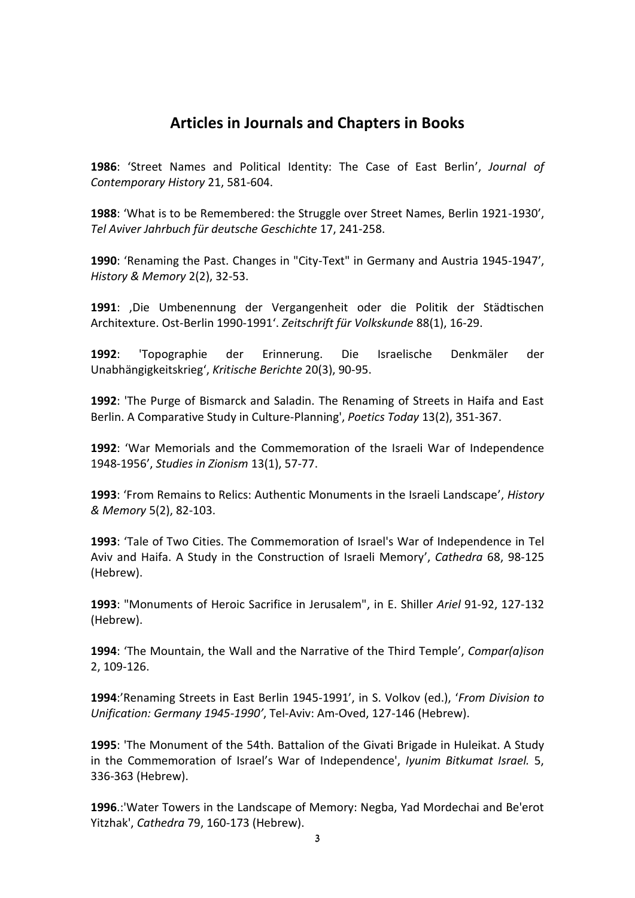## Articles in Journals and Chapters in Books

**1986**: ‘Street Names and Political Identity: The Case of East Berlin’, *Journal of Contemporary History* 21, 581-604.

**1988**: ‘What is to be Remembered: the Struggle over Street Names, Berlin 1921-1930’, *Tel Aviver Jahrbuch für deutsche Geschichte* 17, 241-258.

**1990**: ‘Renaming the Past. Changes in "City-Text" in Germany and Austria 1945-1947’, *History & Memory* 2(2), 32-53.

**1991**: ‚Die Umbenennung der Vergangenheit oder die Politik der Städtischen Architexture. Ost-Berlin 1990-1991‘. *Zeitschrift für Volkskunde* 88(1), 16-29.

**1992**: 'Topographie der Erinnerung. Die Israelische Denkmäler der Unabhängigkeitskrieg‘, *Kritische Berichte* 20(3), 90-95.

**1992**: 'The Purge of Bismarck and Saladin. The Renaming of Streets in Haifa and East Berlin. A Comparative Study in Culture-Planning', *Poetics Today* 13(2), 351-367.

**1992**: ‘War Memorials and the Commemoration of the Israeli War of Independence 1948-1956’, *Studies in Zionism* 13(1), 57-77.

**1993**: ‘From Remains to Relics: Authentic Monuments in the Israeli Landscape’, *History & Memory* 5(2), 82-103.

**1993**: ‘Tale of Two Cities. The Commemoration of Israel's War of Independence in Tel Aviv and Haifa. A Study in the Construction of Israeli Memory’, *Cathedra* 68, 98-125 (Hebrew).

**1993**: "Monuments of Heroic Sacrifice in Jerusalem", in E. Shiller *Ariel* 91-92, 127-132 (Hebrew).

**1994**: ‘The Mountain, the Wall and the Narrative of the Third Temple’, *Compar(a)ison* 2, 109-126.

**1994**:’Renaming Streets in East Berlin 1945-1991’, in S. Volkov (ed.), ‘*From Division to Unification: Germany 1945-1990’*, Tel-Aviv: Am-Oved, 127-146 (Hebrew).

**1995**: 'The Monument of the 54th. Battalion of the Givati Brigade in Huleikat. A Study in the Commemoration of Israel’s War of Independence', *Iyunim Bitkumat Israel.* 5, 336-363 (Hebrew).

**1996**.:'Water Towers in the Landscape of Memory: Negba, Yad Mordechai and Be'erot Yitzhak', *Cathedra* 79, 160-173 (Hebrew).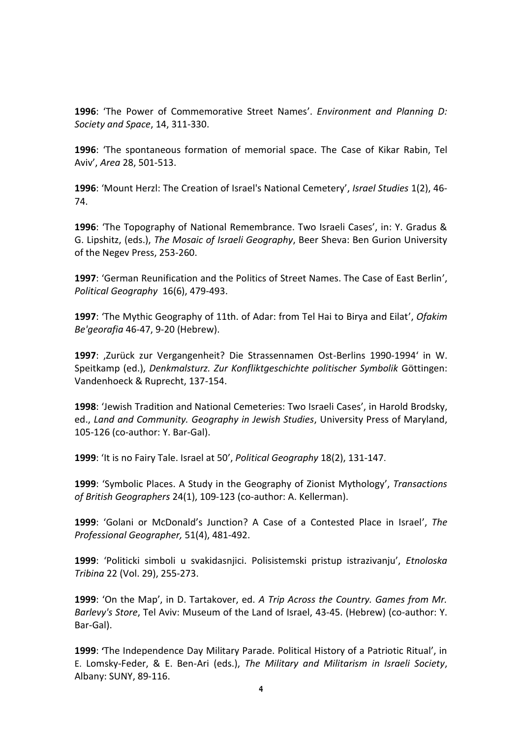**1996**: 'The Power of Commemorative Street Names'. *Environment and Planning D: Society and Space*, 14, 311-330.

**1996**: 'The spontaneous formation of memorial space. The Case of Kikar Rabin, Tel Aviv', *Area* 28, 501-513.

**1996**: 'Mount Herzl: The Creation of Israel's National Cemetery', *Israel Studies* 1(2), 46-74.

**1996**: 'The Topography of National Remembrance. Two Israeli Cases', in: Y. Gradus & G. Lipshitz, (eds.), *The Mosaic of Israeli Geography*, Beer Sheva: Ben Gurion University of the Negev Press, 253-260.

**1997**: 'German Reunification and the Politics of Street Names. The Case of East Berlin', *Political Geography* 16(6), 479-493.

**1997**: 'The Mythic Geography of 11th. of Adar: from Tel Hai to Birya and Eilat', *Ofakim Be'georafia* 46-47, 9-20 (Hebrew).

**1997**: ‚Zurück zur Vergangenheit? Die Strassennamen Ost-Berlins 1990-1994' in W. Speitkamp (ed.), *Denkmalsturz. Zur Konfliktgeschichte politischer Symbolik* Göttingen: Vandenhoeck & Ruprecht, 137-154.

**1998**: 'Jewish Tradition and National Cemeteries: Two Israeli Cases', in Harold Brodsky, ed., *Land and Community. Geography in Jewish Studies*, University Press of Maryland, 105-126 (co-author: Y. Bar-Gal).

**1999**: 'It is no Fairy Tale. Israel at 50', *Political Geography* 18(2), 131-147.

**1999**: 'Symbolic Places. A Study in the Geography of Zionist Mythology', *Transactions of British Geographers* 24(1), 109-123 (co-author: A. Kellerman).

**1999**: 'Golani or McDonald's Junction? A Case of a Contested Place in Israel', *The Professional Geographer,* 51(4), 481-492.

**1999**: 'Politicki simboli u svakidasnjici. Polisistemski pristup istrazivanju', *Etnoloska Tribina* 22 (Vol. 29), 255-273.

**1999**: 'On the Map', in D. Tartakover, ed. *A Trip Across the Country. Games from Mr. Barlevy's Store*, Tel Aviv: Museum of the Land of Israel, 43-45. (Hebrew) (co-author: Y. Bar-Gal).

**1999**: 'The Independence Day Military Parade. Political History of a Patriotic Ritual', in E. Lomsky-Feder, & E. Ben-Ari (eds.), *The Military and Militarism in Israeli Society*, Albany: SUNY, 89-116.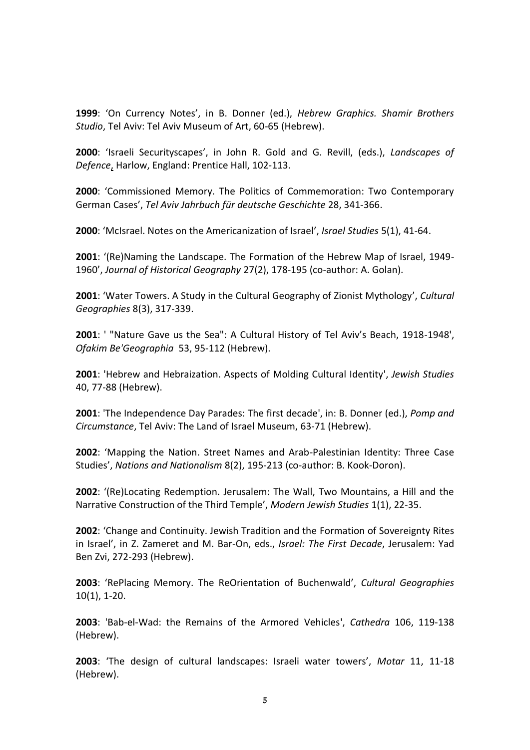**1999**: 'On Currency Notes', in B. Donner (ed.), *Hebrew Graphics. Shamir Brothers Studio*, Tel Aviv: Tel Aviv Museum of Art, 60-65 (Hebrew).

**2000**: 'Israeli Securityscapes', in John R. Gold and G. Revill, (eds.), *Landscapes of Defence*, Harlow, England: Prentice Hall, 102-113.

**2000**: 'Commissioned Memory. The Politics of Commemoration: Two Contemporary German Cases', *Tel Aviv Jahrbuch für deutsche Geschichte* 28, 341-366.

**2000**: 'McIsrael. Notes on the Americanization of Israel', *Israel Studies* 5(1), 41-64.

**2001**: '(Re)Naming the Landscape. The Formation of the Hebrew Map of Israel, 1949-1960', *Journal of Historical Geography* 27(2), 178-195 (co-author: A. Golan).

**2001**: 'Water Towers. A Study in the Cultural Geography of Zionist Mythology', *Cultural Geographies* 8(3), 317-339.

**2001**: ' "Nature Gave us the Sea": A Cultural History of Tel Aviv's Beach, 1918-1948', *Ofakim Be'Geographia* 53, 95-112 (Hebrew).

**2001**: 'Hebrew and Hebraization. Aspects of Molding Cultural Identity', *Jewish Studies* 40, 77-88 (Hebrew).

**2001**: 'The Independence Day Parades: The first decade', in: B. Donner (ed.), *Pomp and Circumstance*, Tel Aviv: The Land of Israel Museum, 63-71 (Hebrew).

**2002**: 'Mapping the Nation. Street Names and Arab-Palestinian Identity: Three Case Studies', *Nations and Nationalism* 8(2), 195-213 (co-author: B. Kook-Doron).

**2002**: '(Re)Locating Redemption. Jerusalem: The Wall, Two Mountains, a Hill and the Narrative Construction of the Third Temple', *Modern Jewish Studies* 1(1), 22-35.

**2002**: 'Change and Continuity. Jewish Tradition and the Formation of Sovereignty Rites in Israel', in Z. Zameret and M. Bar-On, eds., *Israel: The First Decade*, Jerusalem: Yad Ben Zvi, 272-293 (Hebrew).

**2003**: 'RePlacing Memory. The ReOrientation of Buchenwald', *Cultural Geographies* 10(1), 1-20.

**2003**: 'Bab-el-Wad: the Remains of the Armored Vehicles', *Cathedra* 106, 119-138 (Hebrew).

**2003**: 'The design of cultural landscapes: Israeli water towers', *Motar* 11, 11-18 (Hebrew).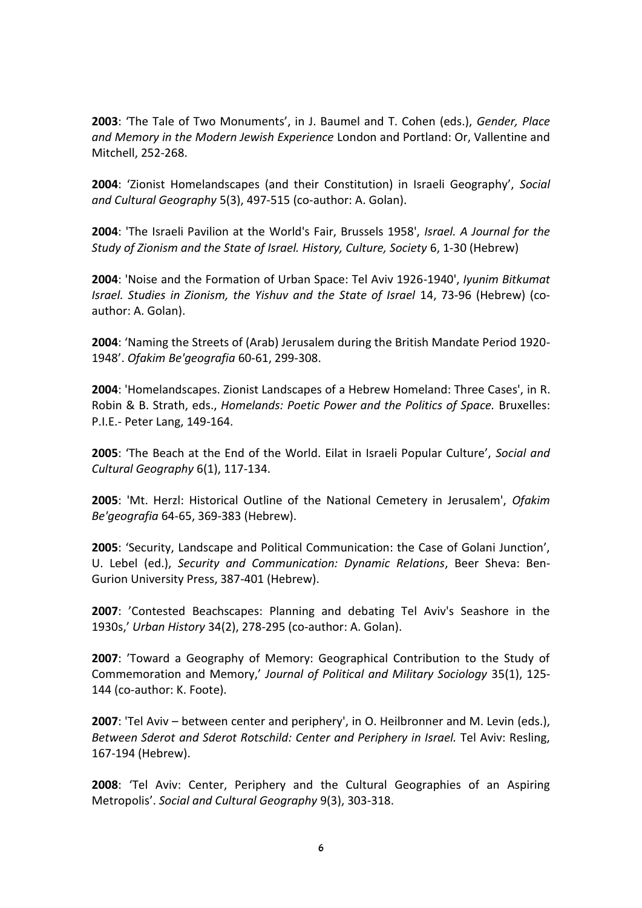**2003**: ‘The Tale of Two Monuments’, in J. Baumel and T. Cohen (eds.), *Gender, Place and Memory in the Modern Jewish Experience* London and Portland: Or, Vallentine and Mitchell, 252-268.

**2004**: ‘Zionist Homelandscapes (and their Constitution) in Israeli Geography’, *Social and Cultural Geography* 5(3), 497-515 (co-author: A. Golan).

**2004**: 'The Israeli Pavilion at the World's Fair, Brussels 1958', *Israel. A Journal for the Study of Zionism and the State of Israel. History, Culture, Society* 6, 1-30 (Hebrew)

**2004**: 'Noise and the Formation of Urban Space: Tel Aviv 1926-1940', *Iyunim Bitkumat Israel. Studies in Zionism, the Yishuv and the State of Israel* 14, 73-96 (Hebrew) (co-author: A. Golan).

**2004**: ‘Naming the Streets of (Arab) Jerusalem during the British Mandate Period 1920-1948’. *Ofakim Be'geografia* 60-61, 299-308.

**2004**: 'Homelandscapes. Zionist Landscapes of a Hebrew Homeland: Three Cases', in R. Robin & B. Strath, eds., *Homelands: Poetic Power and the Politics of Space.* Bruxelles: P.I.E.- Peter Lang, 149-164.

**2005**: ‘The Beach at the End of the World. Eilat in Israeli Popular Culture’, *Social and Cultural Geography* 6(1), 117-134.

**2005**: 'Mt. Herzl: Historical Outline of the National Cemetery in Jerusalem', *Ofakim Be'geografia* 64-65, 369-383 (Hebrew).

**2005**: ‘Security, Landscape and Political Communication: the Case of Golani Junction’, U. Lebel (ed.), *Security and Communication: Dynamic Relations*, Beer Sheva: Ben-Gurion University Press, 387-401 (Hebrew).

**2007**: ’Contested Beachscapes: Planning and debating Tel Aviv's Seashore in the 1930s,’ *Urban History* 34(2), 278-295 (co-author: A. Golan).

**2007**: ’Toward a Geography of Memory: Geographical Contribution to the Study of Commemoration and Memory,’ *Journal of Political and Military Sociology* 35(1), 125-144 (co-author: K. Foote).

**2007**: 'Tel Aviv – between center and periphery', in O. Heilbronner and M. Levin (eds.), *Between Sderot and Sderot Rotschild: Center and Periphery in Israel.* Tel Aviv: Resling, 167-194 (Hebrew).

**2008**: ‘Tel Aviv: Center, Periphery and the Cultural Geographies of an Aspiring Metropolis’. *Social and Cultural Geography* 9(3), 303-318.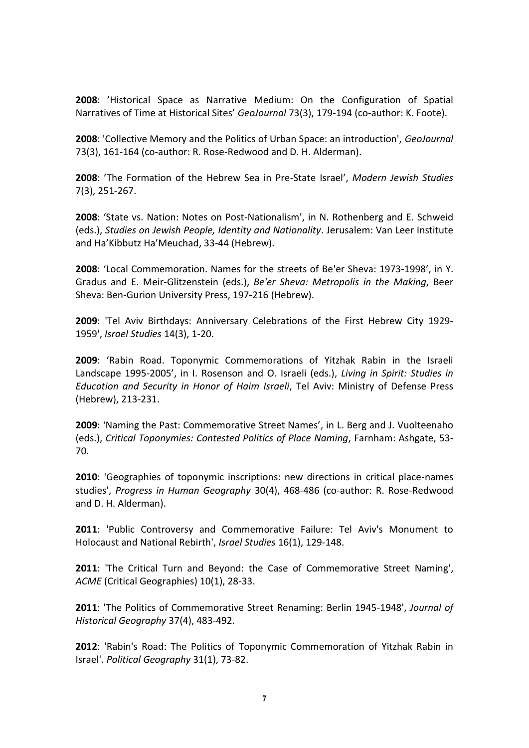**2008**: 'Historical Space as Narrative Medium: On the Configuration of Spatial Narratives of Time at Historical Sites' *GeoJournal* 73(3), 179-194 (co-author: K. Foote).

**2008**: 'Collective Memory and the Politics of Urban Space: an introduction', *GeoJournal* 73(3), 161-164 (co-author: R. Rose-Redwood and D. H. Alderman).

**2008**: 'The Formation of the Hebrew Sea in Pre-State Israel', *Modern Jewish Studies* 7(3), 251-267.

**2008**: 'State vs. Nation: Notes on Post-Nationalism', in N. Rothenberg and E. Schweid (eds.), *Studies on Jewish People, Identity and Nationality*. Jerusalem: Van Leer Institute and Ha'Kibbutz Ha'Meuchad, 33-44 (Hebrew).

**2008**: 'Local Commemoration. Names for the streets of Be'er Sheva: 1973-1998', in Y. Gradus and E. Meir-Glitzenstein (eds.), *Be'er Sheva: Metropolis in the Making*, Beer Sheva: Ben-Gurion University Press, 197-216 (Hebrew).

**2009**: 'Tel Aviv Birthdays: Anniversary Celebrations of the First Hebrew City 1929-1959', *Israel Studies* 14(3), 1-20.

**2009**: 'Rabin Road. Toponymic Commemorations of Yitzhak Rabin in the Israeli Landscape 1995-2005', in I. Rosenson and O. Israeli (eds.), *Living in Spirit: Studies in Education and Security in Honor of Haim Israeli*, Tel Aviv: Ministry of Defense Press (Hebrew), 213-231.

**2009**: 'Naming the Past: Commemorative Street Names', in L. Berg and J. Vuolteenaho (eds.), *Critical Toponymies: Contested Politics of Place Naming*, Farnham: Ashgate, 53-70.

**2010**: 'Geographies of toponymic inscriptions: new directions in critical place-names studies', *Progress in Human Geography* 30(4), 468-486 (co-author: R. Rose-Redwood and D. H. Alderman).

**2011**: 'Public Controversy and Commemorative Failure: Tel Aviv's Monument to Holocaust and National Rebirth', *Israel Studies* 16(1), 129-148.

**2011**: 'The Critical Turn and Beyond: the Case of Commemorative Street Naming', *ACME* (Critical Geographies) 10(1), 28-33.

**2011**: 'The Politics of Commemorative Street Renaming: Berlin 1945-1948', *Journal of Historical Geography* 37(4), 483-492.

**2012**: 'Rabin's Road: The Politics of Toponymic Commemoration of Yitzhak Rabin in Israel'. *Political Geography* 31(1), 73-82.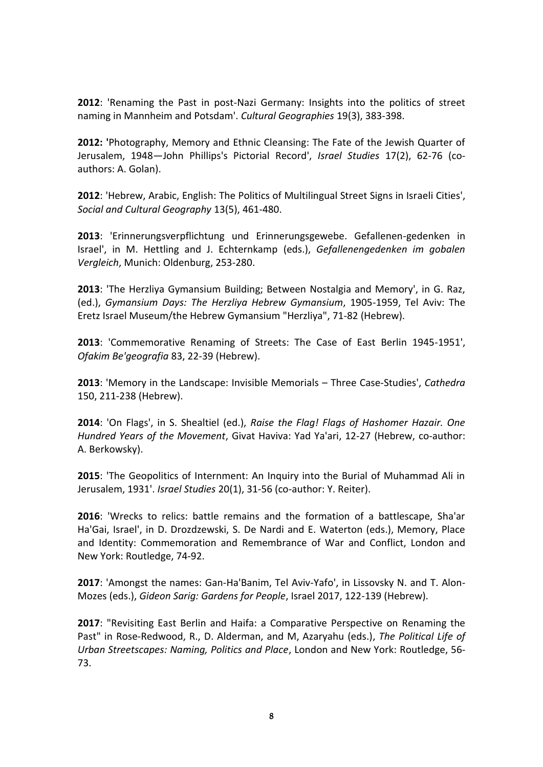**2012**: 'Renaming the Past in post-Nazi Germany: Insights into the politics of street naming in Mannheim and Potsdam'. *Cultural Geographies* 19(3), 383-398.

**2012: '**Photography, Memory and Ethnic Cleansing: The Fate of the Jewish Quarter of Jerusalem, 1948—John Phillips's Pictorial Record', *Israel Studies* 17(2), 62-76 (co-authors: A. Golan).

**2012**: 'Hebrew, Arabic, English: The Politics of Multilingual Street Signs in Israeli Cities', *Social and Cultural Geography* 13(5), 461-480.

**2013**: 'Erinnerungsverpflichtung und Erinnerungsgewebe. Gefallenen-gedenken in Israel', in M. Hettling and J. Echternkamp (eds.), *Gefallenengedenken im gobalen Vergleich*, Munich: Oldenburg, 253-280.

**2013**: 'The Herzliya Gymansium Building; Between Nostalgia and Memory', in G. Raz, (ed.), *Gymansium Days: The Herzliya Hebrew Gymansium*, 1905-1959, Tel Aviv: The Eretz Israel Museum/the Hebrew Gymansium "Herzliya", 71-82 (Hebrew).

**2013**: 'Commemorative Renaming of Streets: The Case of East Berlin 1945-1951', *Ofakim Be'geografia* 83, 22-39 (Hebrew).

**2013**: 'Memory in the Landscape: Invisible Memorials – Three Case-Studies', *Cathedra* 150, 211-238 (Hebrew).

**2014**: 'On Flags', in S. Shealtiel (ed.), *Raise the Flag! Flags of Hashomer Hazair. One Hundred Years of the Movement*, Givat Haviva: Yad Ya'ari, 12-27 (Hebrew, co-author: A. Berkowsky).

**2015**: 'The Geopolitics of Internment: An Inquiry into the Burial of Muhammad Ali in Jerusalem, 1931'. *Israel Studies* 20(1), 31-56 (co-author: Y. Reiter).

**2016**: 'Wrecks to relics: battle remains and the formation of a battlescape, Sha'ar Ha'Gai, Israel', in D. Drozdzewski, S. De Nardi and E. Waterton (eds.), Memory, Place and Identity: Commemoration and Remembrance of War and Conflict, London and New York: Routledge, 74-92.

**2017**: 'Amongst the names: Gan-Ha'Banim, Tel Aviv-Yafo', in Lissovsky N. and T. Alon-Mozes (eds.), *Gideon Sarig: Gardens for People*, Israel 2017, 122-139 (Hebrew).

**2017**: "Revisiting East Berlin and Haifa: a Comparative Perspective on Renaming the Past" in Rose-Redwood, R., D. Alderman, and M, Azaryahu (eds.), *The Political Life of Urban Streetscapes: Naming, Politics and Place*, London and New York: Routledge, 56-73.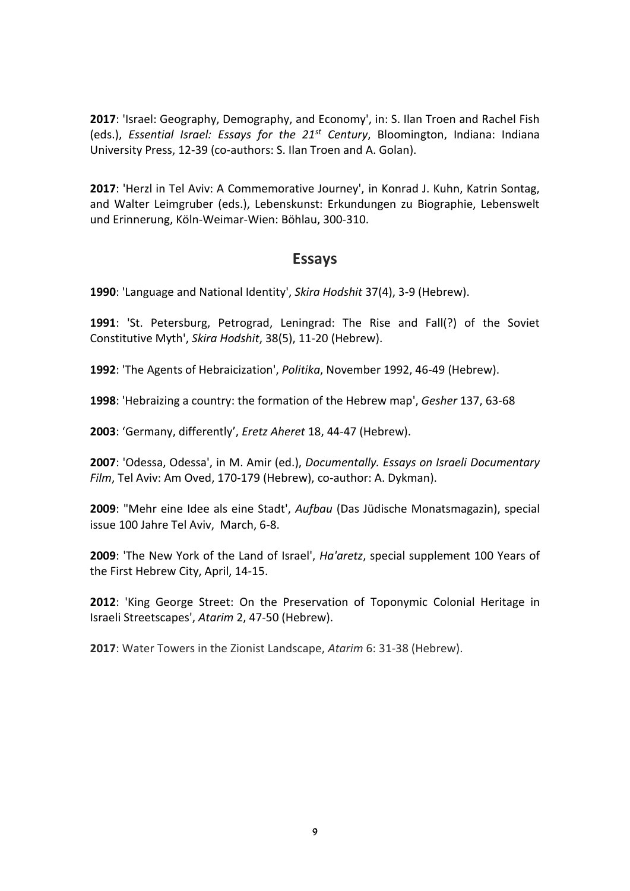**2017**: 'Israel: Geography, Demography, and Economy', in: S. Ilan Troen and Rachel Fish (eds.), *Essential Israel: Essays for the 21st Century*, Bloomington, Indiana: Indiana University Press, 12-39 (co-authors: S. Ilan Troen and A. Golan).

**2017**: 'Herzl in Tel Aviv: A Commemorative Journey', in Konrad J. Kuhn, Katrin Sontag, and Walter Leimgruber (eds.), Lebenskunst: Erkundungen zu Biographie, Lebenswelt und Erinnerung, Köln-Weimar-Wien: Böhlau, 300-310.

## Essays

**1990**: 'Language and National Identity', *Skira Hodshit* 37(4), 3-9 (Hebrew).

**1991**: 'St. Petersburg, Petrograd, Leningrad: The Rise and Fall(?) of the Soviet Constitutive Myth', *Skira Hodshit*, 38(5), 11-20 (Hebrew).

**1992**: 'The Agents of Hebraicization', *Politika*, November 1992, 46-49 (Hebrew).

**1998**: 'Hebraizing a country: the formation of the Hebrew map', *Gesher* 137, 63-68

**2003**: 'Germany, differently', *Eretz Aheret* 18, 44-47 (Hebrew).

**2007**: 'Odessa, Odessa', in M. Amir (ed.), *Documentally. Essays on Israeli Documentary Film*, Tel Aviv: Am Oved, 170-179 (Hebrew), co-author: A. Dykman).

**2009**: "Mehr eine Idee als eine Stadt', *Aufbau* (Das Jüdische Monatsmagazin), special issue 100 Jahre Tel Aviv, March, 6-8.

**2009**: 'The New York of the Land of Israel', *Ha'aretz*, special supplement 100 Years of the First Hebrew City, April, 14-15.

**2012**: 'King George Street: On the Preservation of Toponymic Colonial Heritage in Israeli Streetscapes', *Atarim* 2, 47-50 (Hebrew).

**2017**: Water Towers in the Zionist Landscape, *Atarim* 6: 31-38 (Hebrew).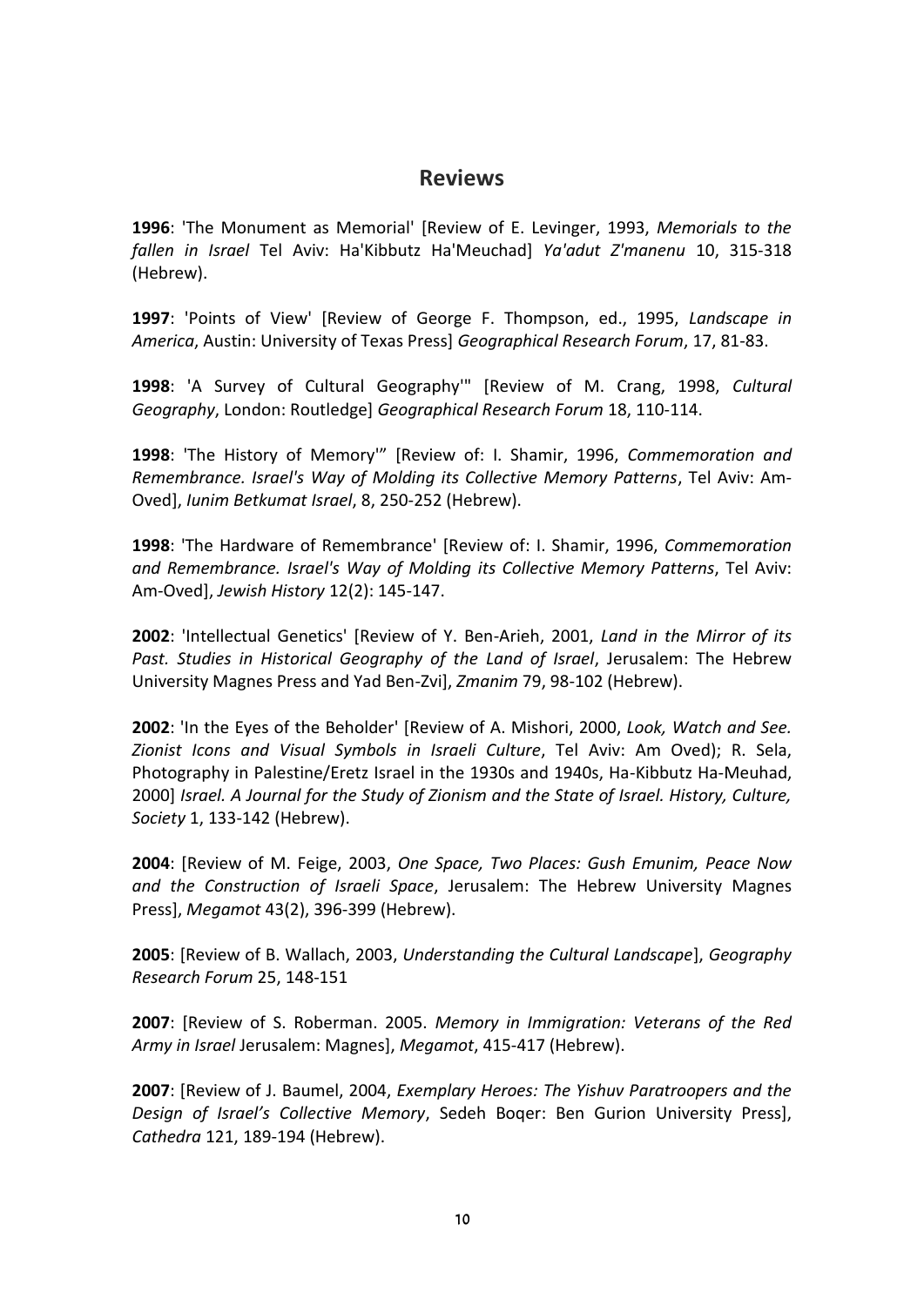## Reviews

**1996**: 'The Monument as Memorial' [Review of E. Levinger, 1993, *Memorials to the fallen in Israel* Tel Aviv: Ha'Kibbutz Ha'Meuchad] *Ya'adut Z'manenu* 10, 315-318 (Hebrew).

**1997**: 'Points of View' [Review of George F. Thompson, ed., 1995, *Landscape in America*, Austin: University of Texas Press] *Geographical Research Forum*, 17, 81-83.

**1998**: 'A Survey of Cultural Geography'" [Review of M. Crang, 1998, *Cultural Geography*, London: Routledge] *Geographical Research Forum* 18, 110-114.

**1998**: 'The History of Memory'" [Review of: I. Shamir, 1996, *Commemoration and Remembrance. Israel's Way of Molding its Collective Memory Patterns*, Tel Aviv: Am-Oved], *Iunim Betkumat Israel*, 8, 250-252 (Hebrew).

**1998**: 'The Hardware of Remembrance' [Review of: I. Shamir, 1996, *Commemoration and Remembrance. Israel's Way of Molding its Collective Memory Patterns*, Tel Aviv: Am-Oved], *Jewish History* 12(2): 145-147.

**2002**: 'Intellectual Genetics' [Review of Y. Ben-Arieh, 2001, *Land in the Mirror of its Past. Studies in Historical Geography of the Land of Israel*, Jerusalem: The Hebrew University Magnes Press and Yad Ben-Zvi], *Zmanim* 79, 98-102 (Hebrew).

**2002**: 'In the Eyes of the Beholder' [Review of A. Mishori, 2000, *Look, Watch and See. Zionist Icons and Visual Symbols in Israeli Culture*, Tel Aviv: Am Oved); R. Sela, Photography in Palestine/Eretz Israel in the 1930s and 1940s, Ha-Kibbutz Ha-Meuhad, 2000] *Israel. A Journal for the Study of Zionism and the State of Israel. History, Culture, Society* 1, 133-142 (Hebrew).

**2004**: [Review of M. Feige, 2003, *One Space, Two Places: Gush Emunim, Peace Now and the Construction of Israeli Space*, Jerusalem: The Hebrew University Magnes Press], *Megamot* 43(2), 396-399 (Hebrew).

**2005**: [Review of B. Wallach, 2003, *Understanding the Cultural Landscape*], *Geography Research Forum* 25, 148-151

**2007**: [Review of S. Roberman. 2005. *Memory in Immigration: Veterans of the Red Army in Israel* Jerusalem: Magnes], *Megamot*, 415-417 (Hebrew).

**2007**: [Review of J. Baumel, 2004, *Exemplary Heroes: The Yishuv Paratroopers and the Design of Israel's Collective Memory*, Sedeh Boqer: Ben Gurion University Press], *Cathedra* 121, 189-194 (Hebrew).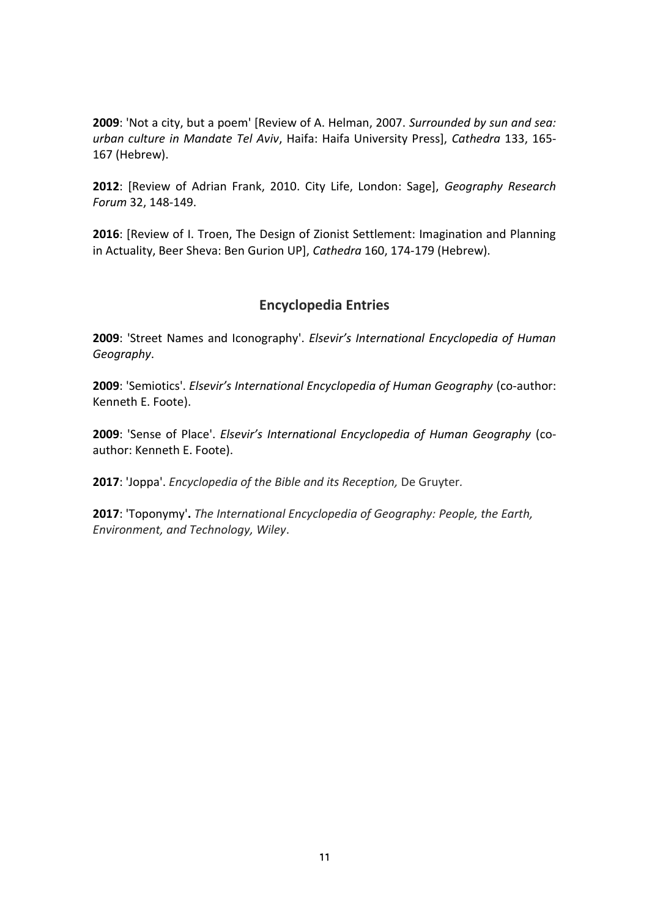**2009**: 'Not a city, but a poem' [Review of A. Helman, 2007. *Surrounded by sun and sea: urban culture in Mandate Tel Aviv*, Haifa: Haifa University Press], *Cathedra* 133, 165-167 (Hebrew).

**2012**: [Review of Adrian Frank, 2010. City Life, London: Sage], *Geography Research Forum* 32, 148-149.

**2016**: [Review of I. Troen, The Design of Zionist Settlement: Imagination and Planning in Actuality, Beer Sheva: Ben Gurion UP], *Cathedra* 160, 174-179 (Hebrew).

## Encyclopedia Entries

**2009**: 'Street Names and Iconography'. *Elsevir's International Encyclopedia of Human Geography*.

**2009**: 'Semiotics'. *Elsevir's International Encyclopedia of Human Geography* (co-author: Kenneth E. Foote).

**2009**: 'Sense of Place'. *Elsevir's International Encyclopedia of Human Geography* (co-author: Kenneth E. Foote).

**2017**: 'Joppa'. *Encyclopedia of the Bible and its Reception,* De Gruyter.

**2017**: 'Toponymy'**.** *The International Encyclopedia of Geography: People, the Earth, Environment, and Technology, Wiley*.